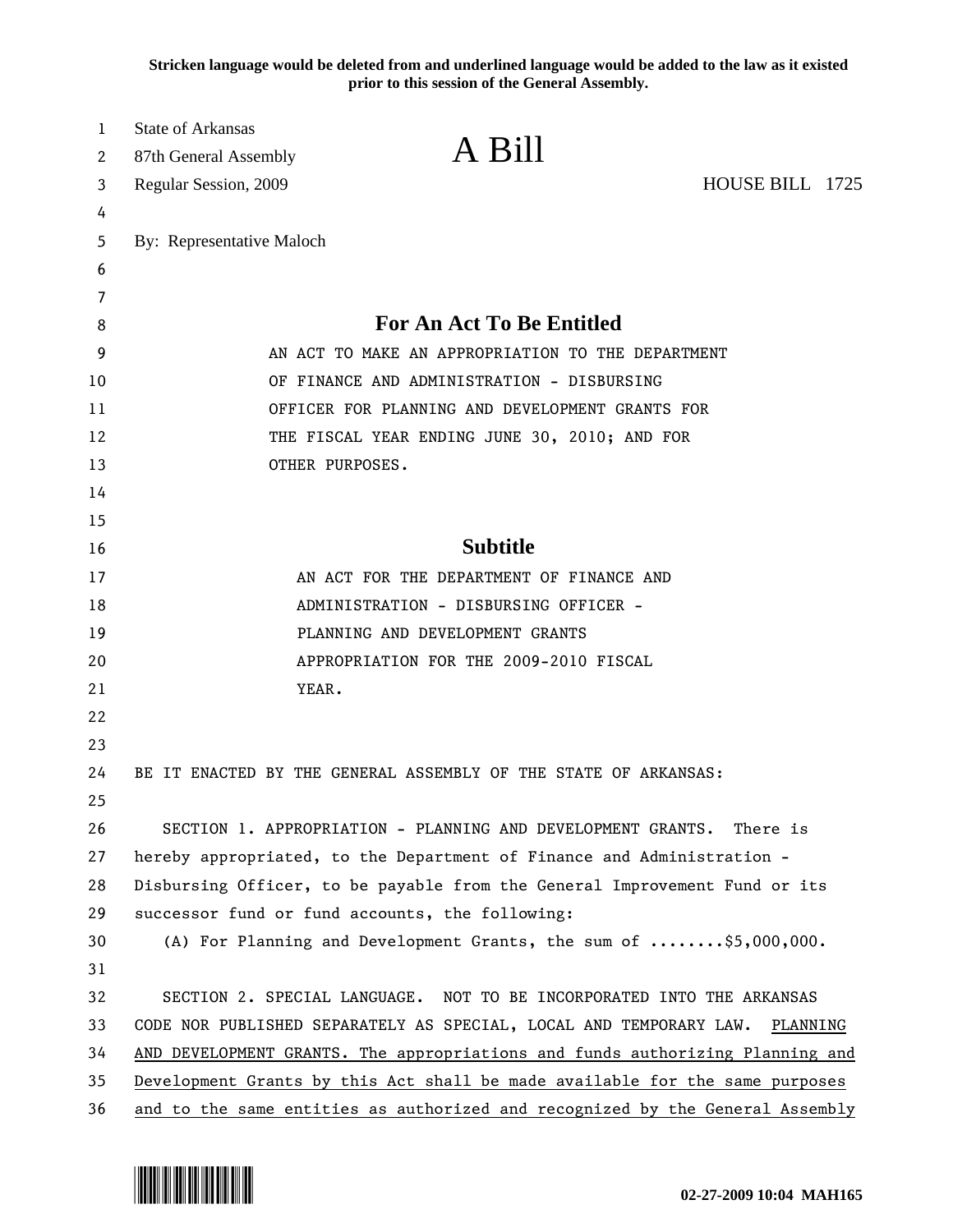**Stricken language would be deleted from and underlined language would be added to the law as it existed prior to this session of the General Assembly.**

State of Arkansas
87th General Assembly
Regular Session, 2009

# A Bill

HOUSE BILL 1725

By: Representative Maloch

## For An Act To Be Entitled

AN ACT TO MAKE AN APPROPRIATION TO THE DEPARTMENT OF FINANCE AND ADMINISTRATION - DISBURSING OFFICER FOR PLANNING AND DEVELOPMENT GRANTS FOR THE FISCAL YEAR ENDING JUNE 30, 2010; AND FOR OTHER PURPOSES.

## Subtitle

AN ACT FOR THE DEPARTMENT OF FINANCE AND ADMINISTRATION - DISBURSING OFFICER - PLANNING AND DEVELOPMENT GRANTS APPROPRIATION FOR THE 2009-2010 FISCAL YEAR.

BE IT ENACTED BY THE GENERAL ASSEMBLY OF THE STATE OF ARKANSAS:

SECTION 1. APPROPRIATION - PLANNING AND DEVELOPMENT GRANTS. There is hereby appropriated, to the Department of Finance and Administration - Disbursing Officer, to be payable from the General Improvement Fund or its successor fund or fund accounts, the following:

(A) For Planning and Development Grants, the sum of ........$5,000,000.

SECTION 2. SPECIAL LANGUAGE. NOT TO BE INCORPORATED INTO THE ARKANSAS CODE NOR PUBLISHED SEPARATELY AS SPECIAL, LOCAL AND TEMPORARY LAW. <u>PLANNING AND DEVELOPMENT GRANTS. The appropriations and funds authorizing Planning and Development Grants by this Act shall be made available for the same purposes and to the same entities as authorized and recognized by the General Assembly</u>

02-27-2009 10:04 MAH165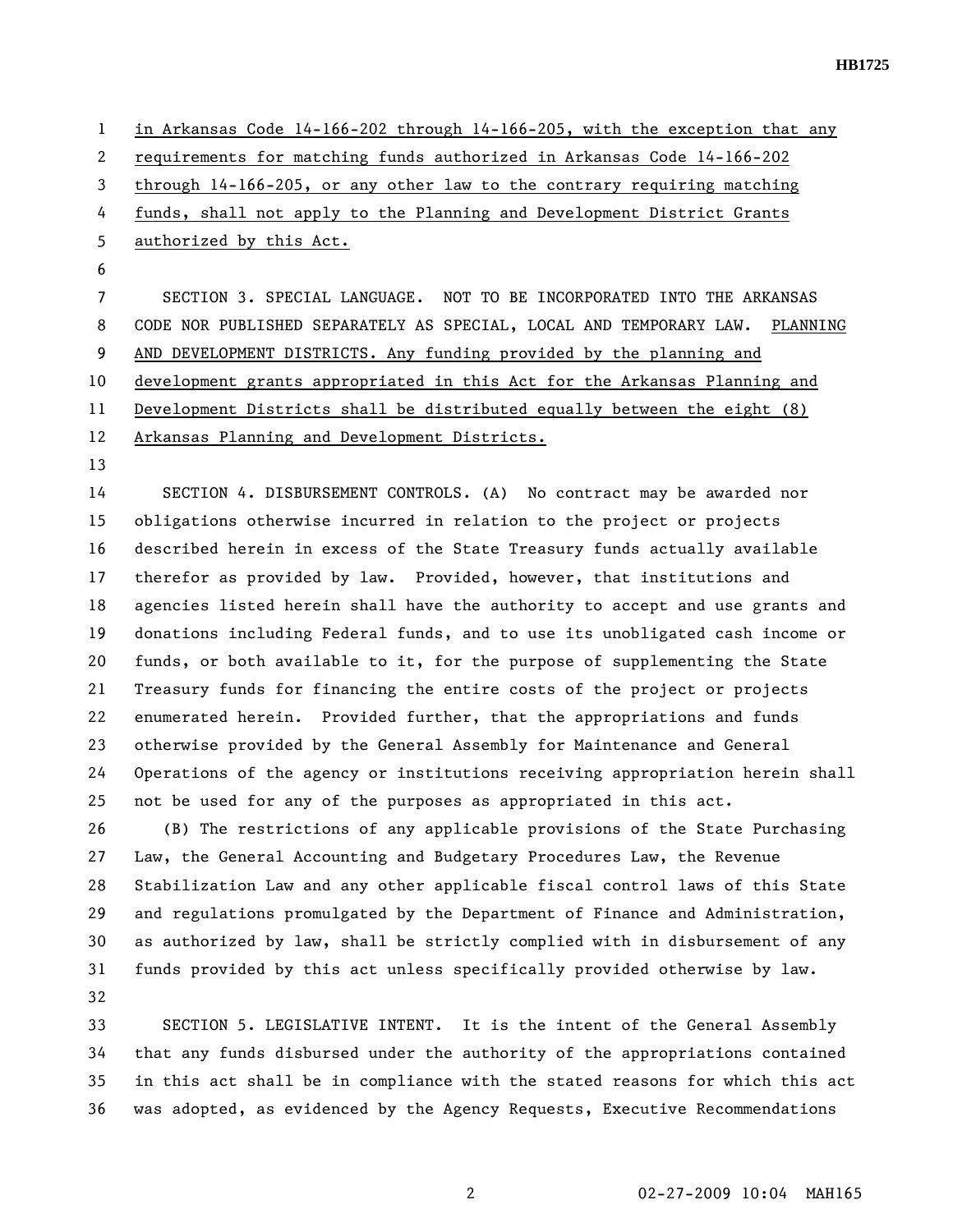in Arkansas Code 14-166-202 through 14-166-205, with the exception that any requirements for matching funds authorized in Arkansas Code 14-166-202 through 14-166-205, or any other law to the contrary requiring matching funds, shall not apply to the Planning and Development District Grants authorized by this Act.

SECTION 3. SPECIAL LANGUAGE. NOT TO BE INCORPORATED INTO THE ARKANSAS CODE NOR PUBLISHED SEPARATELY AS SPECIAL, LOCAL AND TEMPORARY LAW. PLANNING AND DEVELOPMENT DISTRICTS. Any funding provided by the planning and development grants appropriated in this Act for the Arkansas Planning and Development Districts shall be distributed equally between the eight (8) Arkansas Planning and Development Districts.

SECTION 4. DISBURSEMENT CONTROLS. (A) No contract may be awarded nor obligations otherwise incurred in relation to the project or projects described herein in excess of the State Treasury funds actually available therefor as provided by law. Provided, however, that institutions and agencies listed herein shall have the authority to accept and use grants and donations including Federal funds, and to use its unobligated cash income or funds, or both available to it, for the purpose of supplementing the State Treasury funds for financing the entire costs of the project or projects enumerated herein. Provided further, that the appropriations and funds otherwise provided by the General Assembly for Maintenance and General Operations of the agency or institutions receiving appropriation herein shall not be used for any of the purposes as appropriated in this act.

(B) The restrictions of any applicable provisions of the State Purchasing Law, the General Accounting and Budgetary Procedures Law, the Revenue Stabilization Law and any other applicable fiscal control laws of this State and regulations promulgated by the Department of Finance and Administration, as authorized by law, shall be strictly complied with in disbursement of any funds provided by this act unless specifically provided otherwise by law.

SECTION 5. LEGISLATIVE INTENT. It is the intent of the General Assembly that any funds disbursed under the authority of the appropriations contained in this act shall be in compliance with the stated reasons for which this act was adopted, as evidenced by the Agency Requests, Executive Recommendations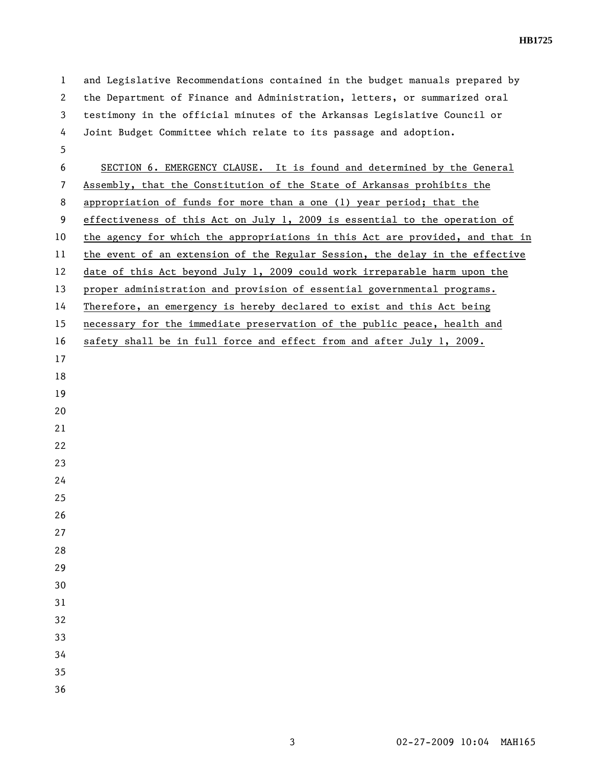and Legislative Recommendations contained in the budget manuals prepared by the Department of Finance and Administration, letters, or summarized oral testimony in the official minutes of the Arkansas Legislative Council or Joint Budget Committee which relate to its passage and adoption.

SECTION 6. EMERGENCY CLAUSE. It is found and determined by the General Assembly, that the Constitution of the State of Arkansas prohibits the appropriation of funds for more than a one (1) year period; that the effectiveness of this Act on July 1, 2009 is essential to the operation of the agency for which the appropriations in this Act are provided, and that in the event of an extension of the Regular Session, the delay in the effective date of this Act beyond July 1, 2009 could work irreparable harm upon the proper administration and provision of essential governmental programs. Therefore, an emergency is hereby declared to exist and this Act being necessary for the immediate preservation of the public peace, health and safety shall be in full force and effect from and after July 1, 2009.